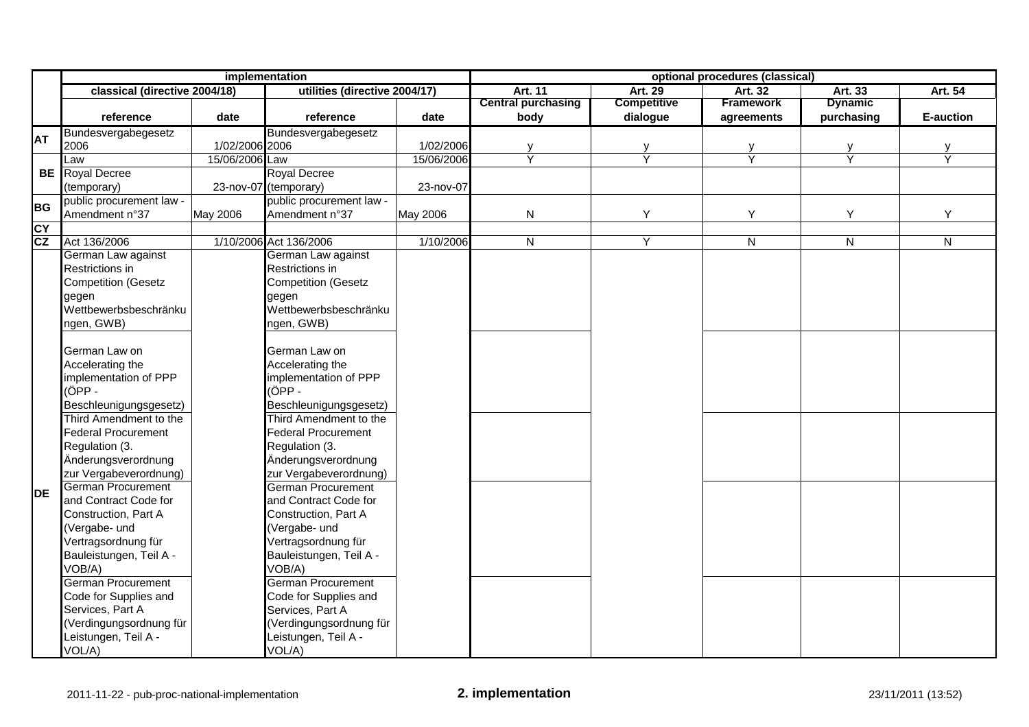|  | implementation | | | | optional procedures (classical) | | | | |
|---|---|---|---|---|---|---|---|---|---|
|  | classical (directive 2004/18) | | utilities (directive 2004/17) | | Art. 11 | Art. 29 | Art. 32 | Art. 33 | Art. 54 |
|  | reference | date | reference | date | Central purchasing body | Competitive dialogue | Framework agreements | Dynamic purchasing | E-auction |
| AT | Bundesvergabegesetz 2006 | 1/02/2006 | Bundesvergabegesetz 2006 | 1/02/2006 | y | y | y | y | y |
| BE | Law | 15/06/2006 | Law | 15/06/2006 | Y | Y | Y | Y | Y |
|  | Royal Decree (temporary) | 23-nov-07 | Royal Decree (temporary) | 23-nov-07 |  |  |  |  |  |
| BG | public procurement law - Amendment n°37 | May 2006 | public procurement law - Amendment n°37 | May 2006 | N | Y | Y | Y | Y |
| CY |  |  |  |  |  |  |  |  |  |
| CZ | Act 136/2006 | 1/10/2006 | Act 136/2006 | 1/10/2006 | N | Y | N | N | N |
| DE | German Law against Restrictions in Competition (Gesetz gegen Wettbewerbsbeschränkungen, GWB) |  | German Law against Restrictions in Competition (Gesetz gegen Wettbewerbsbeschränkungen, GWB) |  |  |  |  |  |  |
|  | German Law on Accelerating the implementation of PPP (ÖPP - Beschleunigungsgesetz) |  | German Law on Accelerating the implementation of PPP (ÖPP - Beschleunigungsgesetz) |  |  |  |  |  |  |
|  | Third Amendment to the Federal Procurement Regulation (3. Änderungsverordnung zur Vergabeverordnung) |  | Third Amendment to the Federal Procurement Regulation (3. Änderungsverordnung zur Vergabeverordnung) |  |  |  |  |  |  |
|  | German Procurement and Contract Code for Construction, Part A (Vergabe- und Vertragsordnung für Bauleistungen, Teil A - VOB/A) |  | German Procurement and Contract Code for Construction, Part A (Vergabe- und Vertragsordnung für Bauleistungen, Teil A - VOB/A) |  |  |  |  |  |  |
|  | German Procurement Code for Supplies and Services, Part A (Verdingungsordnung für Leistungen, Teil A - VOL/A) |  | German Procurement Code for Supplies and Services, Part A (Verdingungsordnung für Leistungen, Teil A - VOL/A) |  |  |  |  |  |  |

2011-11-22 - pub-proc-national-implementation **2. implementation** 23/11/2011 (13:52)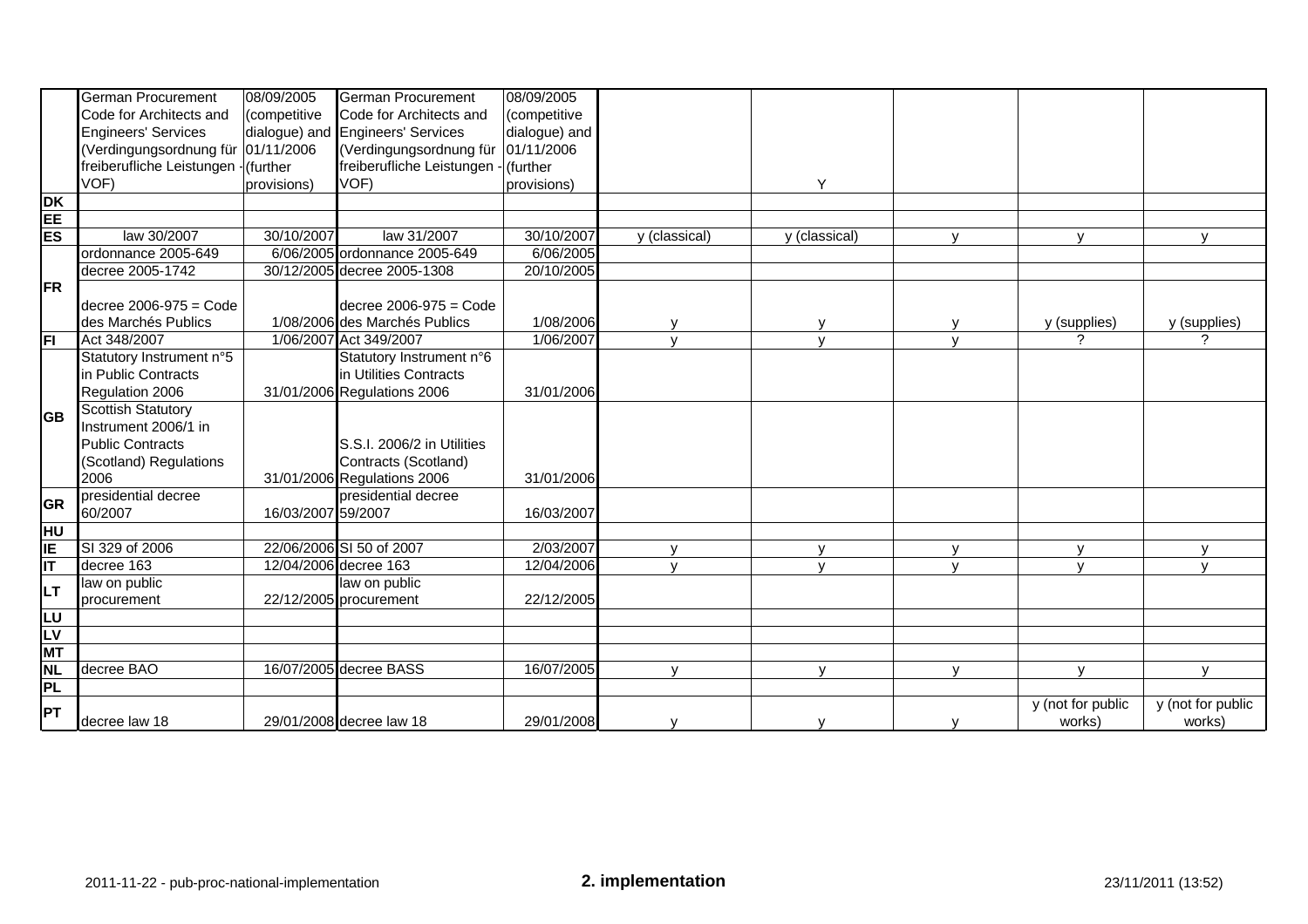| | | | | | | | | | |
|---|---|---|---|---|---|---|---|---|---|
| | German Procurement Code for Architects and Engineers' Services (Verdingungsordnung für freiberufliche Leistungen - VOF) | 08/09/2005 (competitive dialogue) and 01/11/2006 (further provisions) | German Procurement Code for Architects and Engineers' Services (Verdingungsordnung für freiberufliche Leistungen - VOF) | 08/09/2005 (competitive dialogue) and 01/11/2006 (further provisions) | | Y | | | |
| DK | | | | | | | | | |
| EE | | | | | | | | | |
| ES | law 30/2007 | 30/10/2007 | law 31/2007 | 30/10/2007 | y (classical) | y (classical) | y | y | y |
| FR | ordonnance 2005-649 | 6/06/2005 | ordonnance 2005-649 | 6/06/2005 | | | | | |
| | decree 2005-1742 | 30/12/2005 | decree 2005-1308 | 20/10/2005 | | | | | |
| | decree 2006-975 = Code des Marchés Publics | 1/08/2006 | decree 2006-975 = Code des Marchés Publics | 1/08/2006 | y | y | y | y (supplies) | y (supplies) |
| FI | Act 348/2007 | 1/06/2007 | Act 349/2007 | 1/06/2007 | y | y | y | ? | ? |
| GB | Statutory Instrument n°5 in Public Contracts Regulation 2006 | 31/01/2006 | Statutory Instrument n°6 in Utilities Contracts Regulations 2006 | 31/01/2006 | | | | | |
| | Scottish Statutory Instrument 2006/1 in Public Contracts (Scotland) Regulations 2006 | 31/01/2006 | S.S.I. 2006/2 in Utilities Contracts (Scotland) Regulations 2006 | 31/01/2006 | | | | | |
| GR | presidential decree 60/2007 | 16/03/2007 | presidential decree 59/2007 | 16/03/2007 | | | | | |
| HU | | | | | | | | | |
| IE | SI 329 of 2006 | 22/06/2006 | SI 50 of 2007 | 2/03/2007 | y | y | y | y | y |
| IT | decree 163 | 12/04/2006 | decree 163 | 12/04/2006 | y | y | y | y | y |
| LT | law on public procurement | 22/12/2005 | law on public procurement | 22/12/2005 | | | | | |
| LU | | | | | | | | | |
| LV | | | | | | | | | |
| MT | | | | | | | | | |
| NL | decree BAO | 16/07/2005 | decree BASS | 16/07/2005 | y | y | y | y | y |
| PL | | | | | | | | | |
| PT | decree law 18 | 29/01/2008 | decree law 18 | 29/01/2008 | y | y | y | y (not for public works) | y (not for public works) |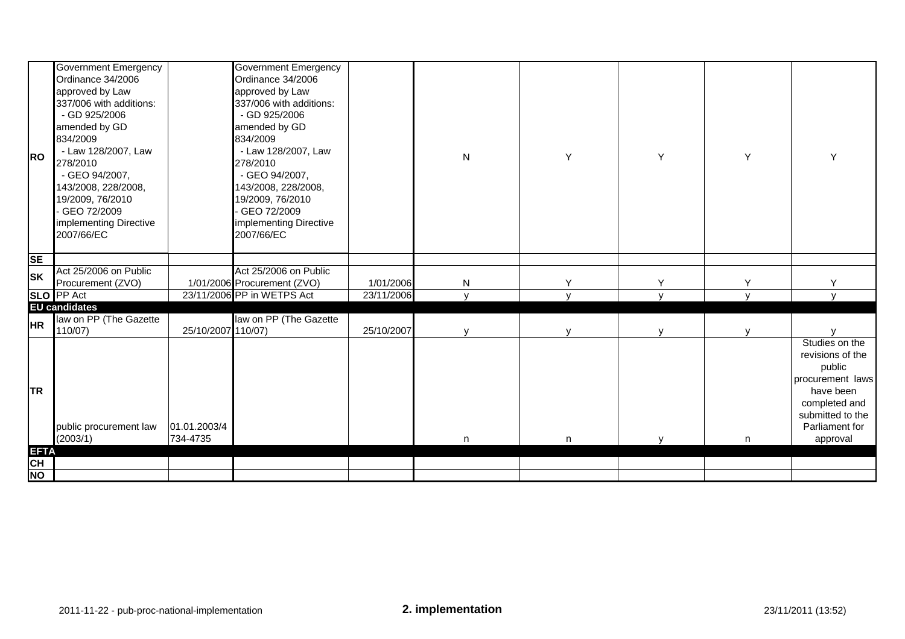| | | | | | | | | | |
|---|---|---|---|---|---|---|---|---|---|
| **RO** | Government Emergency Ordinance 34/2006 approved by Law 337/006 with additions: - GD 925/2006 amended by GD 834/2009 - Law 128/2007, Law 278/2010 - GEO 94/2007, 143/2008, 228/2008, 19/2009, 76/2010 - GEO 72/2009 implementing Directive 2007/66/EC | | Government Emergency Ordinance 34/2006 approved by Law 337/006 with additions: - GD 925/2006 amended by GD 834/2009 - Law 128/2007, Law 278/2010 - GEO 94/2007, 143/2008, 228/2008, 19/2009, 76/2010 - GEO 72/2009 implementing Directive 2007/66/EC | | N | Y | Y | Y | Y |
| **SE** | | | | | | | | | |
| **SK** | Act 25/2006 on Public Procurement (ZVO) | 1/01/2006 | Act 25/2006 on Public Procurement (ZVO) | 1/01/2006 | N | Y | Y | Y | Y |
| **SLO** | PP Act | 23/11/2006 | PP in WETPS Act | 23/11/2006 | y | y | y | y | y |
| **EU candidates** | | | | | | | | | |
| **HR** | law on PP (The Gazette 110/07) | 25/10/2007 | law on PP (The Gazette 110/07) | 25/10/2007 | y | y | y | y | y |
| **TR** | public procurement law (2003/1) | 01.01.2003/4 734-4735 | | | n | n | y | n | Studies on the revisions of the public procurement laws have been completed and submitted to the Parliament for approval |
| **EFTA** | | | | | | | | | |
| **CH** | | | | | | | | | |
| **NO** | | | | | | | | | |